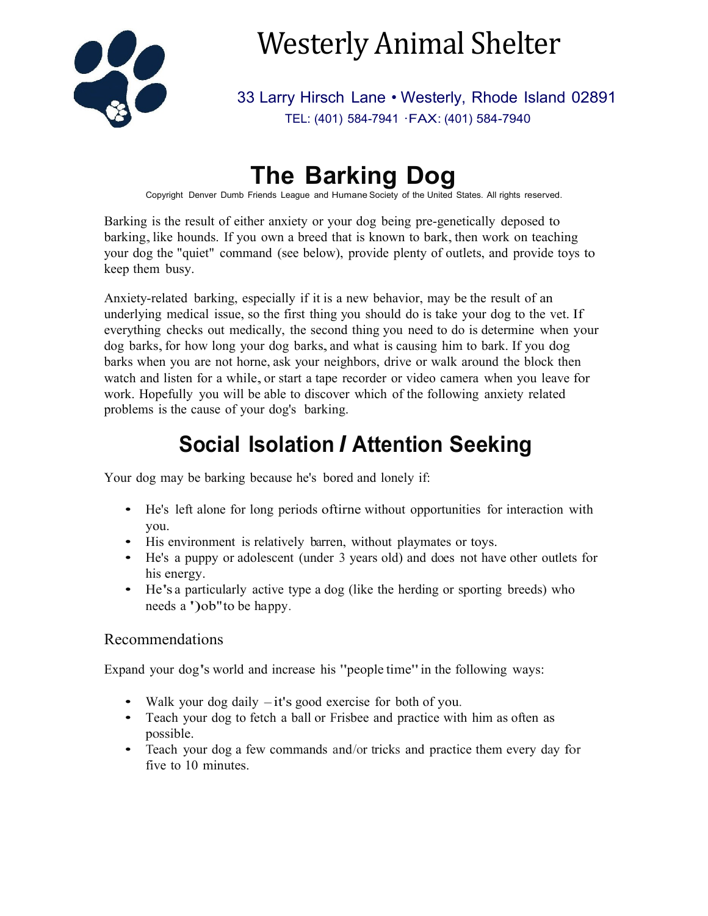# Westerly Animal Shelter

33 Larry Hirsch Lane • Westerly, Rhode Island 02891
TEL: (401) 584-7941 ·FAX: (401) 584-7940

# The Barking Dog

Copyright Denver Dumb Friends League and Humane Society of the United States. All rights reserved.

Barking is the result of either anxiety or your dog being pre-genetically deposed to barking, like hounds. If you own a breed that is known to bark, then work on teaching your dog the "quiet" command (see below), provide plenty of outlets, and provide toys to keep them busy.

Anxiety-related barking, especially if it is a new behavior, may be the result of an underlying medical issue, so the first thing you should do is take your dog to the vet. If everything checks out medically, the second thing you need to do is determine when your dog barks, for how long your dog barks, and what is causing him to bark. If you dog barks when you are not horne, ask your neighbors, drive or walk around the block then watch and listen for a while, or start a tape recorder or video camera when you leave for work. Hopefully you will be able to discover which of the following anxiety related problems is the cause of your dog's barking.

## Social Isolation / Attention Seeking

Your dog may be barking because he's bored and lonely if:

- He's left alone for long periods oftirne without opportunities for interaction with you.
- His environment is relatively barren, without playmates or toys.
- He's a puppy or adolescent (under 3 years old) and does not have other outlets for his energy.
- He's a particularly active type a dog (like the herding or sporting breeds) who needs a ')ob" to be happy.

### Recommendations

Expand your dog's world and increase his "people time" in the following ways:

- Walk your dog daily – it's good exercise for both of you.
- Teach your dog to fetch a ball or Frisbee and practice with him as often as possible.
- Teach your dog a few commands and/or tricks and practice them every day for five to 10 minutes.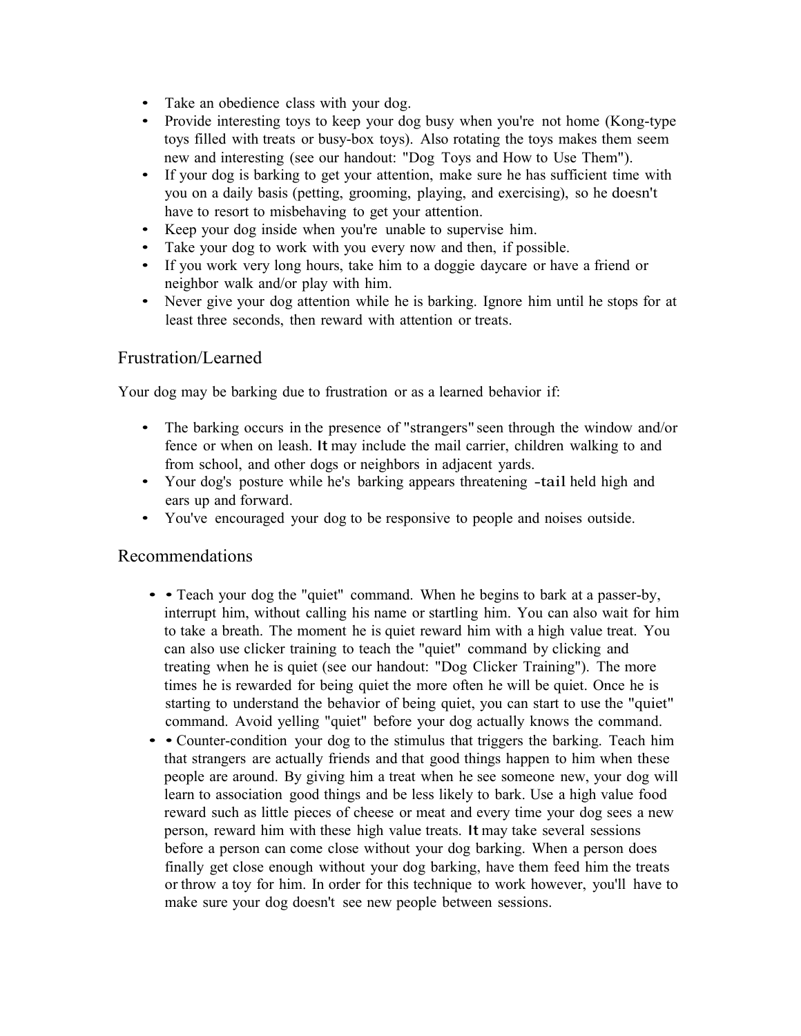- Take an obedience class with your dog.
- Provide interesting toys to keep your dog busy when you're not home (Kong-type toys filled with treats or busy-box toys). Also rotating the toys makes them seem new and interesting (see our handout: "Dog Toys and How to Use Them").
- If your dog is barking to get your attention, make sure he has sufficient time with you on a daily basis (petting, grooming, playing, and exercising), so he doesn't have to resort to misbehaving to get your attention.
- Keep your dog inside when you're unable to supervise him.
- Take your dog to work with you every now and then, if possible.
- If you work very long hours, take him to a doggie daycare or have a friend or neighbor walk and/or play with him.
- Never give your dog attention while he is barking. Ignore him until he stops for at least three seconds, then reward with attention or treats.

## Frustration/Learned

Your dog may be barking due to frustration or as a learned behavior if:

- The barking occurs in the presence of "strangers" seen through the window and/or fence or when on leash. It may include the mail carrier, children walking to and from school, and other dogs or neighbors in adjacent yards.
- Your dog's posture while he's barking appears threatening -tail held high and ears up and forward.
- You've encouraged your dog to be responsive to people and noises outside.

## Recommendations

- • Teach your dog the "quiet" command. When he begins to bark at a passer-by, interrupt him, without calling his name or startling him. You can also wait for him to take a breath. The moment he is quiet reward him with a high value treat. You can also use clicker training to teach the "quiet" command by clicking and treating when he is quiet (see our handout: "Dog Clicker Training"). The more times he is rewarded for being quiet the more often he will be quiet. Once he is starting to understand the behavior of being quiet, you can start to use the "quiet" command. Avoid yelling "quiet" before your dog actually knows the command.
- • Counter-condition your dog to the stimulus that triggers the barking. Teach him that strangers are actually friends and that good things happen to him when these people are around. By giving him a treat when he see someone new, your dog will learn to association good things and be less likely to bark. Use a high value food reward such as little pieces of cheese or meat and every time your dog sees a new person, reward him with these high value treats. It may take several sessions before a person can come close without your dog barking. When a person does finally get close enough without your dog barking, have them feed him the treats or throw a toy for him. In order for this technique to work however, you'll have to make sure your dog doesn't see new people between sessions.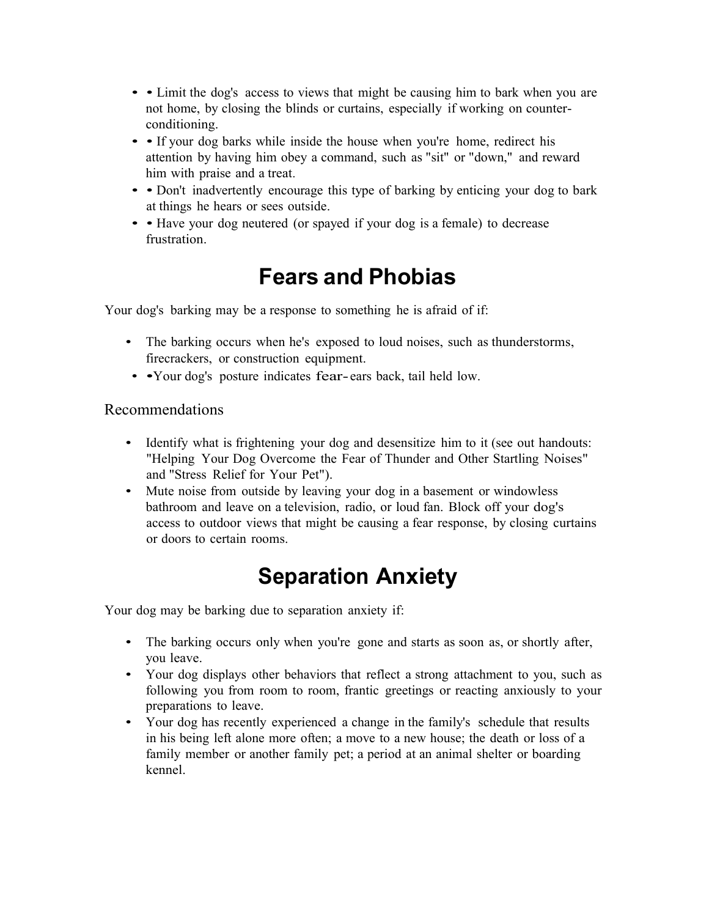- Limit the dog's access to views that might be causing him to bark when you are not home, by closing the blinds or curtains, especially if working on counter-conditioning.
- If your dog barks while inside the house when you're home, redirect his attention by having him obey a command, such as "sit" or "down," and reward him with praise and a treat.
- Don't inadvertently encourage this type of barking by enticing your dog to bark at things he hears or sees outside.
- Have your dog neutered (or spayed if your dog is a female) to decrease frustration.

# Fears and Phobias

Your dog's barking may be a response to something he is afraid of if:

- The barking occurs when he's exposed to loud noises, such as thunderstorms, firecrackers, or construction equipment.
- Your dog's posture indicates fear- ears back, tail held low.

## Recommendations

- Identify what is frightening your dog and desensitize him to it (see out handouts: "Helping Your Dog Overcome the Fear of Thunder and Other Startling Noises" and "Stress Relief for Your Pet").
- Mute noise from outside by leaving your dog in a basement or windowless bathroom and leave on a television, radio, or loud fan. Block off your dog's access to outdoor views that might be causing a fear response, by closing curtains or doors to certain rooms.

# Separation Anxiety

Your dog may be barking due to separation anxiety if:

- The barking occurs only when you're gone and starts as soon as, or shortly after, you leave.
- Your dog displays other behaviors that reflect a strong attachment to you, such as following you from room to room, frantic greetings or reacting anxiously to your preparations to leave.
- Your dog has recently experienced a change in the family's schedule that results in his being left alone more often; a move to a new house; the death or loss of a family member or another family pet; a period at an animal shelter or boarding kennel.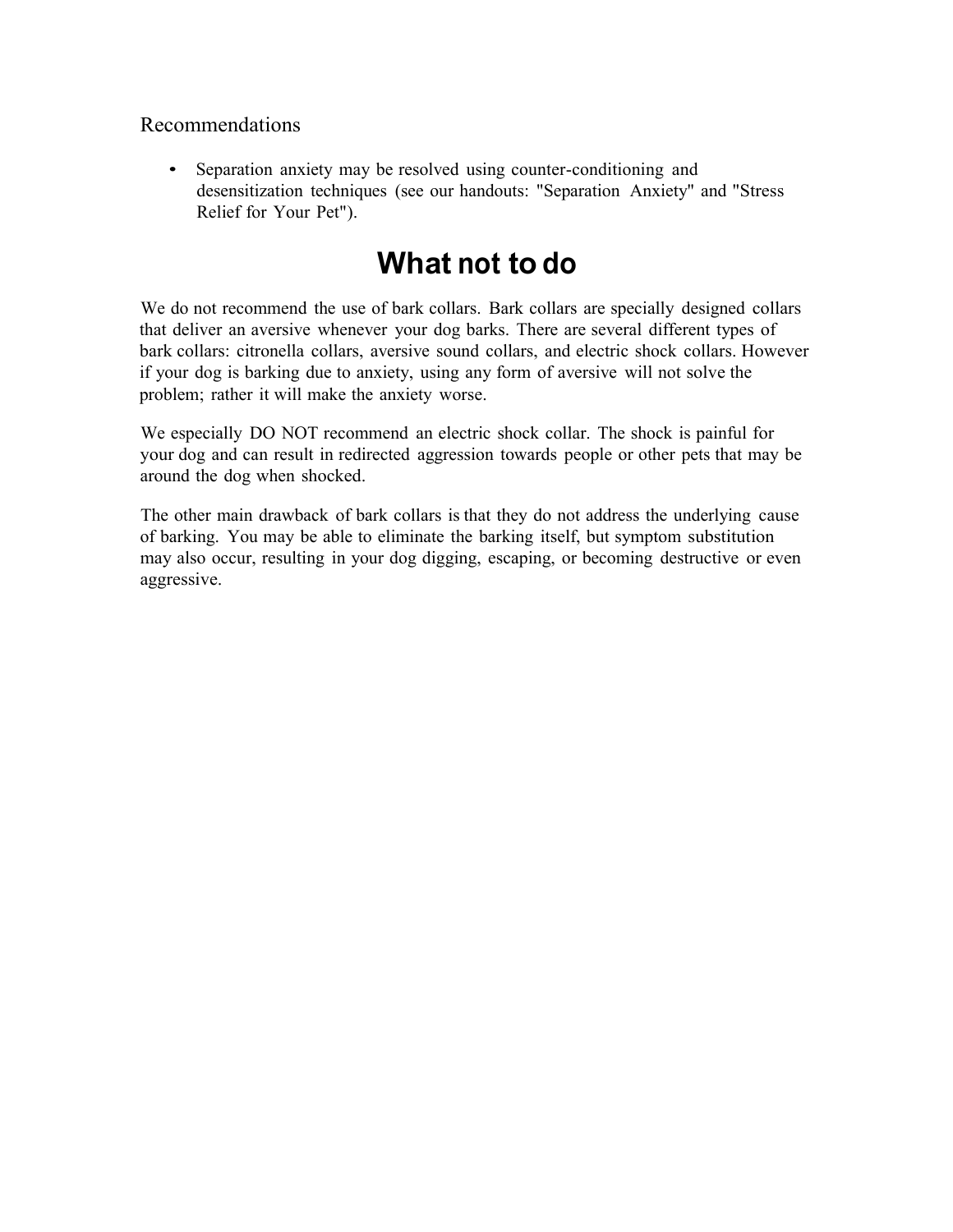Recommendations

- Separation anxiety may be resolved using counter-conditioning and desensitization techniques (see our handouts: "Separation Anxiety" and "Stress Relief for Your Pet").

# What not to do

We do not recommend the use of bark collars. Bark collars are specially designed collars that deliver an aversive whenever your dog barks. There are several different types of bark collars: citronella collars, aversive sound collars, and electric shock collars. However if your dog is barking due to anxiety, using any form of aversive will not solve the problem; rather it will make the anxiety worse.

We especially DO NOT recommend an electric shock collar. The shock is painful for your dog and can result in redirected aggression towards people or other pets that may be around the dog when shocked.

The other main drawback of bark collars is that they do not address the underlying cause of barking. You may be able to eliminate the barking itself, but symptom substitution may also occur, resulting in your dog digging, escaping, or becoming destructive or even aggressive.